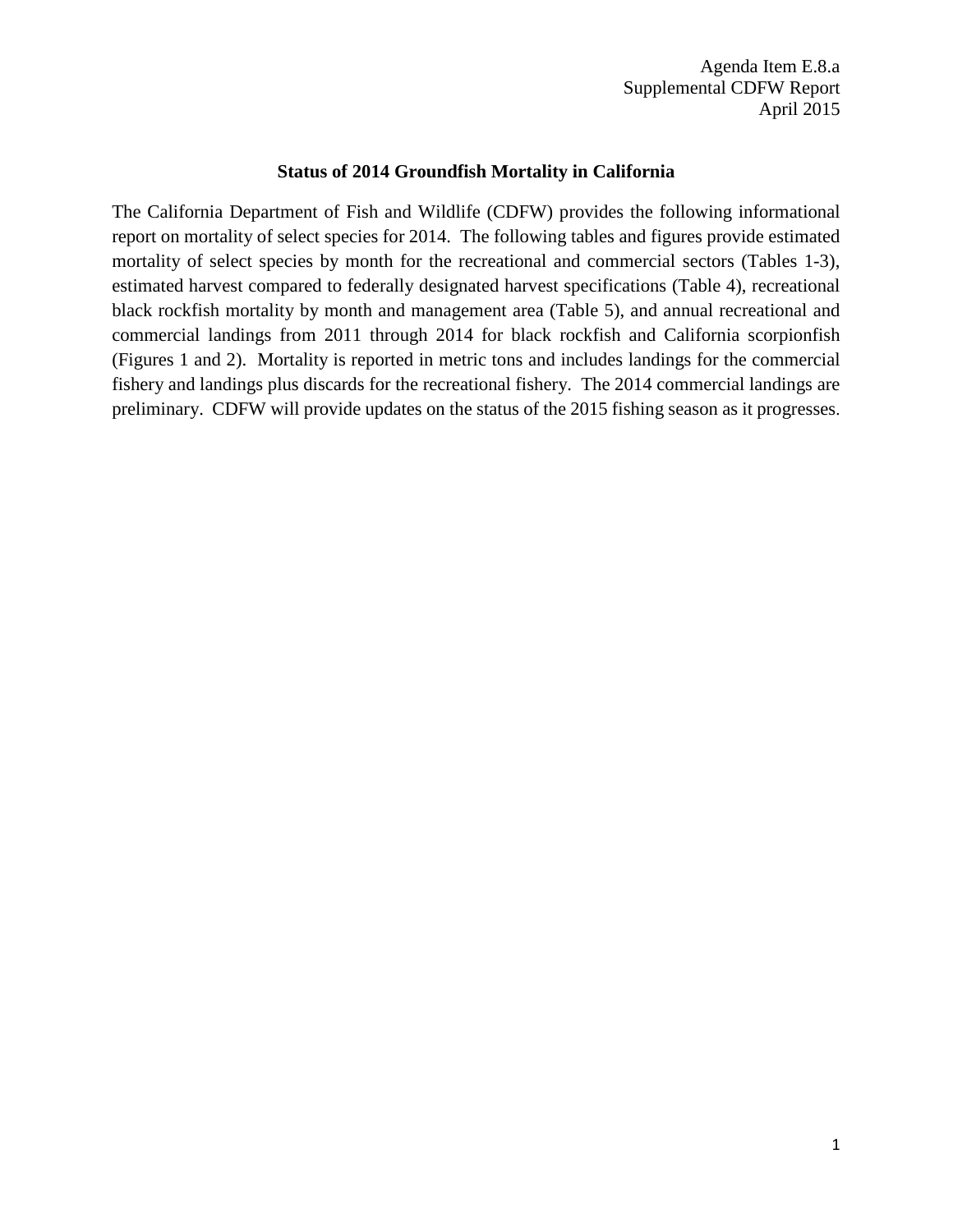Agenda Item E.8.a
Supplemental CDFW Report
April 2015

**Status of 2014 Groundfish Mortality in California**

The California Department of Fish and Wildlife (CDFW) provides the following informational report on mortality of select species for 2014. The following tables and figures provide estimated mortality of select species by month for the recreational and commercial sectors (Tables 1-3), estimated harvest compared to federally designated harvest specifications (Table 4), recreational black rockfish mortality by month and management area (Table 5), and annual recreational and commercial landings from 2011 through 2014 for black rockfish and California scorpionfish (Figures 1 and 2). Mortality is reported in metric tons and includes landings for the commercial fishery and landings plus discards for the recreational fishery. The 2014 commercial landings are preliminary. CDFW will provide updates on the status of the 2015 fishing season as it progresses.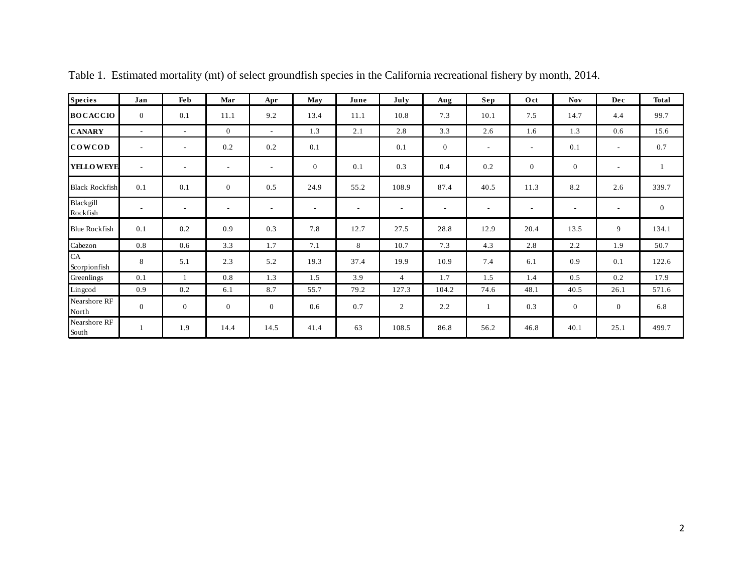Table 1. Estimated mortality (mt) of select groundfish species in the California recreational fishery by month, 2014.

| Species | Jan | Feb | Mar | Apr | May | June | July | Aug | Sep | Oct | Nov | Dec | Total |
|---|---|---|---|---|---|---|---|---|---|---|---|---|---|
| **BOCACCIO** | 0 | 0.1 | 11.1 | 9.2 | 13.4 | 11.1 | 10.8 | 7.3 | 10.1 | 7.5 | 14.7 | 4.4 | 99.7 |
| **CANARY** | - | - | 0 | - | 1.3 | 2.1 | 2.8 | 3.3 | 2.6 | 1.6 | 1.3 | 0.6 | 15.6 |
| **COWCOD** | - | - | 0.2 | 0.2 | 0.1 | | 0.1 | 0 | - | - | 0.1 | - | 0.7 |
| **YELLOWEYE** | - | - | - | - | 0 | 0.1 | 0.3 | 0.4 | 0.2 | 0 | 0 | - | 1 |
| Black Rockfish | 0.1 | 0.1 | 0 | 0.5 | 24.9 | 55.2 | 108.9 | 87.4 | 40.5 | 11.3 | 8.2 | 2.6 | 339.7 |
| Blackgill Rockfish | - | - | - | - | - | - | - | - | - | - | - | - | 0 |
| Blue Rockfish | 0.1 | 0.2 | 0.9 | 0.3 | 7.8 | 12.7 | 27.5 | 28.8 | 12.9 | 20.4 | 13.5 | 9 | 134.1 |
| Cabezon | 0.8 | 0.6 | 3.3 | 1.7 | 7.1 | 8 | 10.7 | 7.3 | 4.3 | 2.8 | 2.2 | 1.9 | 50.7 |
| CA Scorpionfish | 8 | 5.1 | 2.3 | 5.2 | 19.3 | 37.4 | 19.9 | 10.9 | 7.4 | 6.1 | 0.9 | 0.1 | 122.6 |
| Greenlings | 0.1 | 1 | 0.8 | 1.3 | 1.5 | 3.9 | 4 | 1.7 | 1.5 | 1.4 | 0.5 | 0.2 | 17.9 |
| Lingcod | 0.9 | 0.2 | 6.1 | 8.7 | 55.7 | 79.2 | 127.3 | 104.2 | 74.6 | 48.1 | 40.5 | 26.1 | 571.6 |
| Nearshore RF North | 0 | 0 | 0 | 0 | 0.6 | 0.7 | 2 | 2.2 | 1 | 0.3 | 0 | 0 | 6.8 |
| Nearshore RF South | 1 | 1.9 | 14.4 | 14.5 | 41.4 | 63 | 108.5 | 86.8 | 56.2 | 46.8 | 40.1 | 25.1 | 499.7 |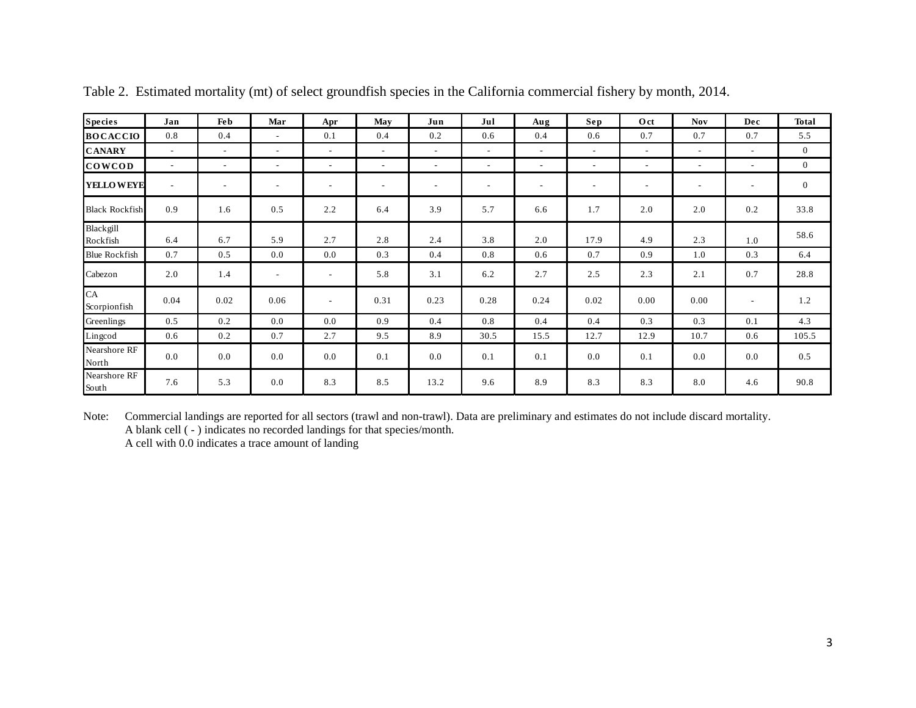Table 2. Estimated mortality (mt) of select groundfish species in the California commercial fishery by month, 2014.

| Species | Jan | Feb | Mar | Apr | May | Jun | Jul | Aug | Sep | Oct | Nov | Dec | Total |
|---|---|---|---|---|---|---|---|---|---|---|---|---|---|
| **BOCACCIO** | 0.8 | 0.4 | - | 0.1 | 0.4 | 0.2 | 0.6 | 0.4 | 0.6 | 0.7 | 0.7 | 0.7 | 5.5 |
| **CANARY** | - | - | - | - | - | - | - | - | - | - | - | - | 0 |
| **COWCOD** | - | - | - | - | - | - | - | - | - | - | - | - | 0 |
| **YELLOWEYE** | - | - | - | - | - | - | - | - | - | - | - | - | 0 |
| Black Rockfish | 0.9 | 1.6 | 0.5 | 2.2 | 6.4 | 3.9 | 5.7 | 6.6 | 1.7 | 2.0 | 2.0 | 0.2 | 33.8 |
| Blackgill Rockfish | 6.4 | 6.7 | 5.9 | 2.7 | 2.8 | 2.4 | 3.8 | 2.0 | 17.9 | 4.9 | 2.3 | 1.0 | 58.6 |
| Blue Rockfish | 0.7 | 0.5 | 0.0 | 0.0 | 0.3 | 0.4 | 0.8 | 0.6 | 0.7 | 0.9 | 1.0 | 0.3 | 6.4 |
| Cabezon | 2.0 | 1.4 | - | - | 5.8 | 3.1 | 6.2 | 2.7 | 2.5 | 2.3 | 2.1 | 0.7 | 28.8 |
| CA Scorpionfish | 0.04 | 0.02 | 0.06 | - | 0.31 | 0.23 | 0.28 | 0.24 | 0.02 | 0.00 | 0.00 | - | 1.2 |
| Greenlings | 0.5 | 0.2 | 0.0 | 0.0 | 0.9 | 0.4 | 0.8 | 0.4 | 0.4 | 0.3 | 0.3 | 0.1 | 4.3 |
| Lingcod | 0.6 | 0.2 | 0.7 | 2.7 | 9.5 | 8.9 | 30.5 | 15.5 | 12.7 | 12.9 | 10.7 | 0.6 | 105.5 |
| Nearshore RF North | 0.0 | 0.0 | 0.0 | 0.0 | 0.1 | 0.0 | 0.1 | 0.1 | 0.0 | 0.1 | 0.0 | 0.0 | 0.5 |
| Nearshore RF South | 7.6 | 5.3 | 0.0 | 8.3 | 8.5 | 13.2 | 9.6 | 8.9 | 8.3 | 8.3 | 8.0 | 4.6 | 90.8 |

Note: Commercial landings are reported for all sectors (trawl and non-trawl). Data are preliminary and estimates do not include discard mortality.
A blank cell ( - ) indicates no recorded landings for that species/month.
A cell with 0.0 indicates a trace amount of landing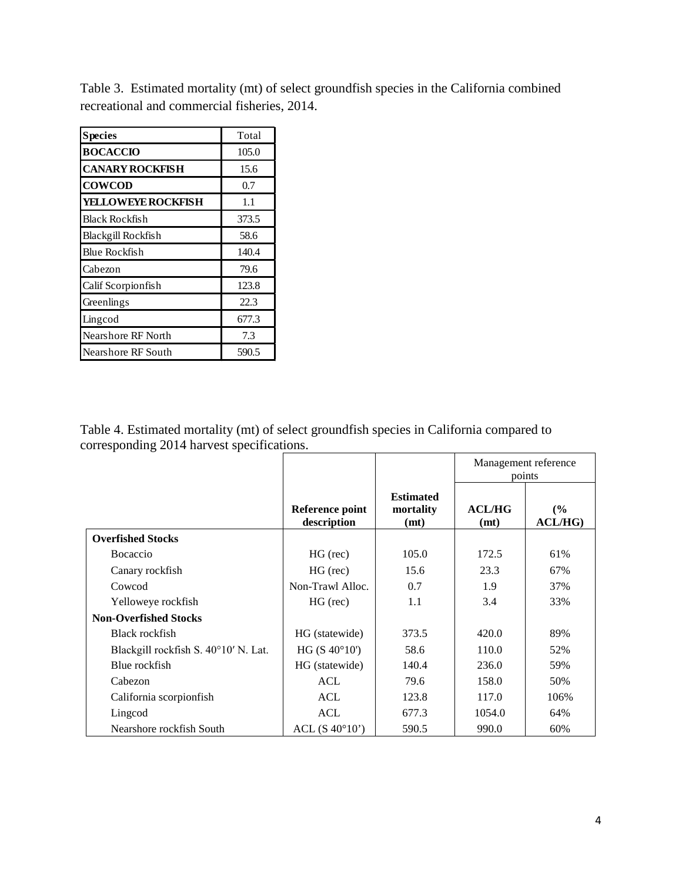Table 3. Estimated mortality (mt) of select groundfish species in the California combined recreational and commercial fisheries, 2014.

| Species | Total |
|---|---|
| **BOCACCIO** | 105.0 |
| **CANARY ROCKFISH** | 15.6 |
| **COWCOD** | 0.7 |
| **YELLOWEYE ROCKFISH** | 1.1 |
| Black Rockfish | 373.5 |
| Blackgill Rockfish | 58.6 |
| Blue Rockfish | 140.4 |
| Cabezon | 79.6 |
| Calif Scorpionfish | 123.8 |
| Greenlings | 22.3 |
| Lingcod | 677.3 |
| Nearshore RF North | 7.3 |
| Nearshore RF South | 590.5 |

Table 4. Estimated mortality (mt) of select groundfish species in California compared to corresponding 2014 harvest specifications.

| | | | Management reference points | |
|---|---|---|---|---|
| | **Reference point description** | **Estimated mortality (mt)** | **ACL/HG (mt)** | **(% ACL/HG)** |
| **Overfished Stocks** | | | | |
| Bocaccio | HG (rec) | 105.0 | 172.5 | 61% |
| Canary rockfish | HG (rec) | 15.6 | 23.3 | 67% |
| Cowcod | Non-Trawl Alloc. | 0.7 | 1.9 | 37% |
| Yelloweye rockfish | HG (rec) | 1.1 | 3.4 | 33% |
| **Non-Overfished Stocks** | | | | |
| Black rockfish | HG (statewide) | 373.5 | 420.0 | 89% |
| Blackgill rockfish S. 40°10′ N. Lat. | HG (S 40°10') | 58.6 | 110.0 | 52% |
| Blue rockfish | HG (statewide) | 140.4 | 236.0 | 59% |
| Cabezon | ACL | 79.6 | 158.0 | 50% |
| California scorpionfish | ACL | 123.8 | 117.0 | 106% |
| Lingcod | ACL | 677.3 | 1054.0 | 64% |
| Nearshore rockfish South | ACL (S 40°10') | 590.5 | 990.0 | 60% |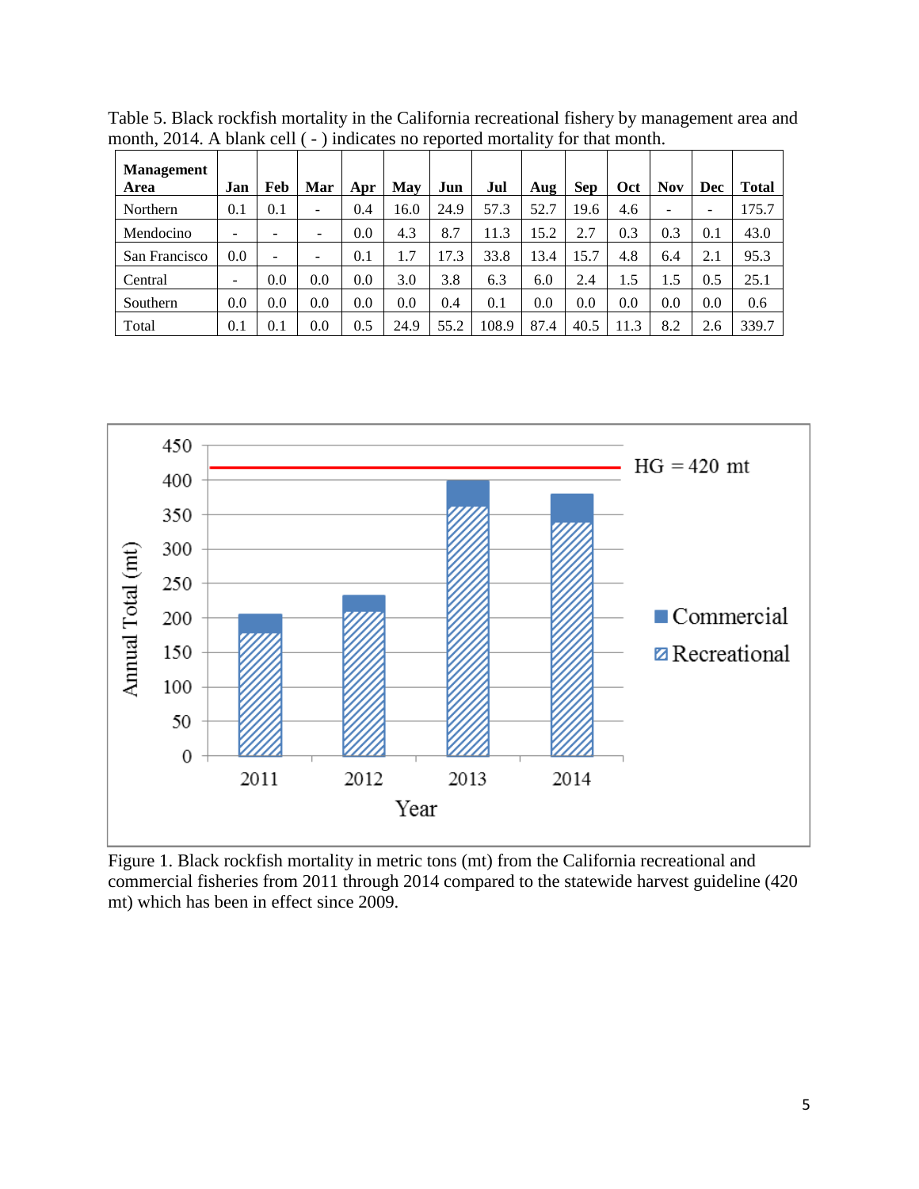Table 5. Black rockfish mortality in the California recreational fishery by management area and month, 2014. A blank cell ( - ) indicates no reported mortality for that month.

| Management Area | Jan | Feb | Mar | Apr | May | Jun | Jul | Aug | Sep | Oct | Nov | Dec | Total |
|---|---|---|---|---|---|---|---|---|---|---|---|---|---|
| Northern | 0.1 | 0.1 | - | 0.4 | 16.0 | 24.9 | 57.3 | 52.7 | 19.6 | 4.6 | - | - | 175.7 |
| Mendocino | - | - | - | 0.0 | 4.3 | 8.7 | 11.3 | 15.2 | 2.7 | 0.3 | 0.3 | 0.1 | 43.0 |
| San Francisco | 0.0 | - | - | 0.1 | 1.7 | 17.3 | 33.8 | 13.4 | 15.7 | 4.8 | 6.4 | 2.1 | 95.3 |
| Central | - | 0.0 | 0.0 | 0.0 | 3.0 | 3.8 | 6.3 | 6.0 | 2.4 | 1.5 | 1.5 | 0.5 | 25.1 |
| Southern | 0.0 | 0.0 | 0.0 | 0.0 | 0.0 | 0.4 | 0.1 | 0.0 | 0.0 | 0.0 | 0.0 | 0.0 | 0.6 |
| Total | 0.1 | 0.1 | 0.0 | 0.5 | 24.9 | 55.2 | 108.9 | 87.4 | 40.5 | 11.3 | 8.2 | 2.6 | 339.7 |

Figure 1. Black rockfish mortality in metric tons (mt) from the California recreational and commercial fisheries from 2011 through 2014 compared to the statewide harvest guideline (420 mt) which has been in effect since 2009.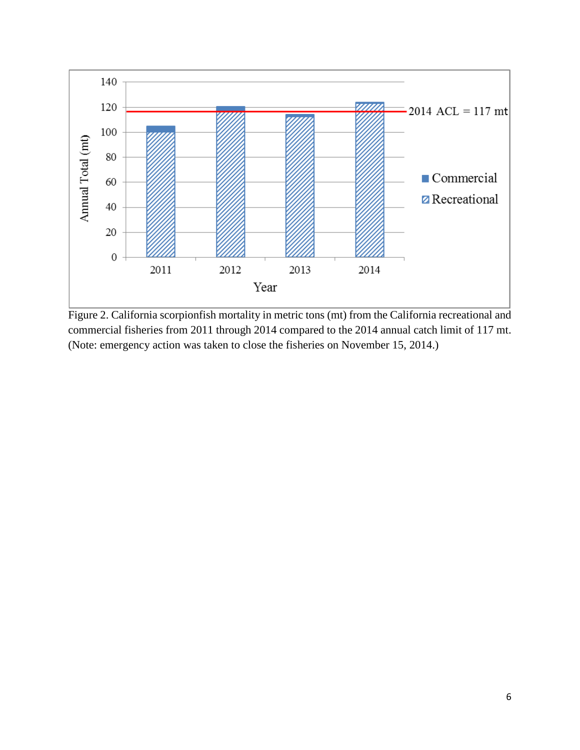140
120
100
80
60
40
20
0

Annual Total (mt)

2011
2012
2013
2014

Year

2014 ACL = 117 mt

Commercial
Recreational

Figure 2. California scorpionfish mortality in metric tons (mt) from the California recreational and commercial fisheries from 2011 through 2014 compared to the 2014 annual catch limit of 117 mt. (Note: emergency action was taken to close the fisheries on November 15, 2014.)